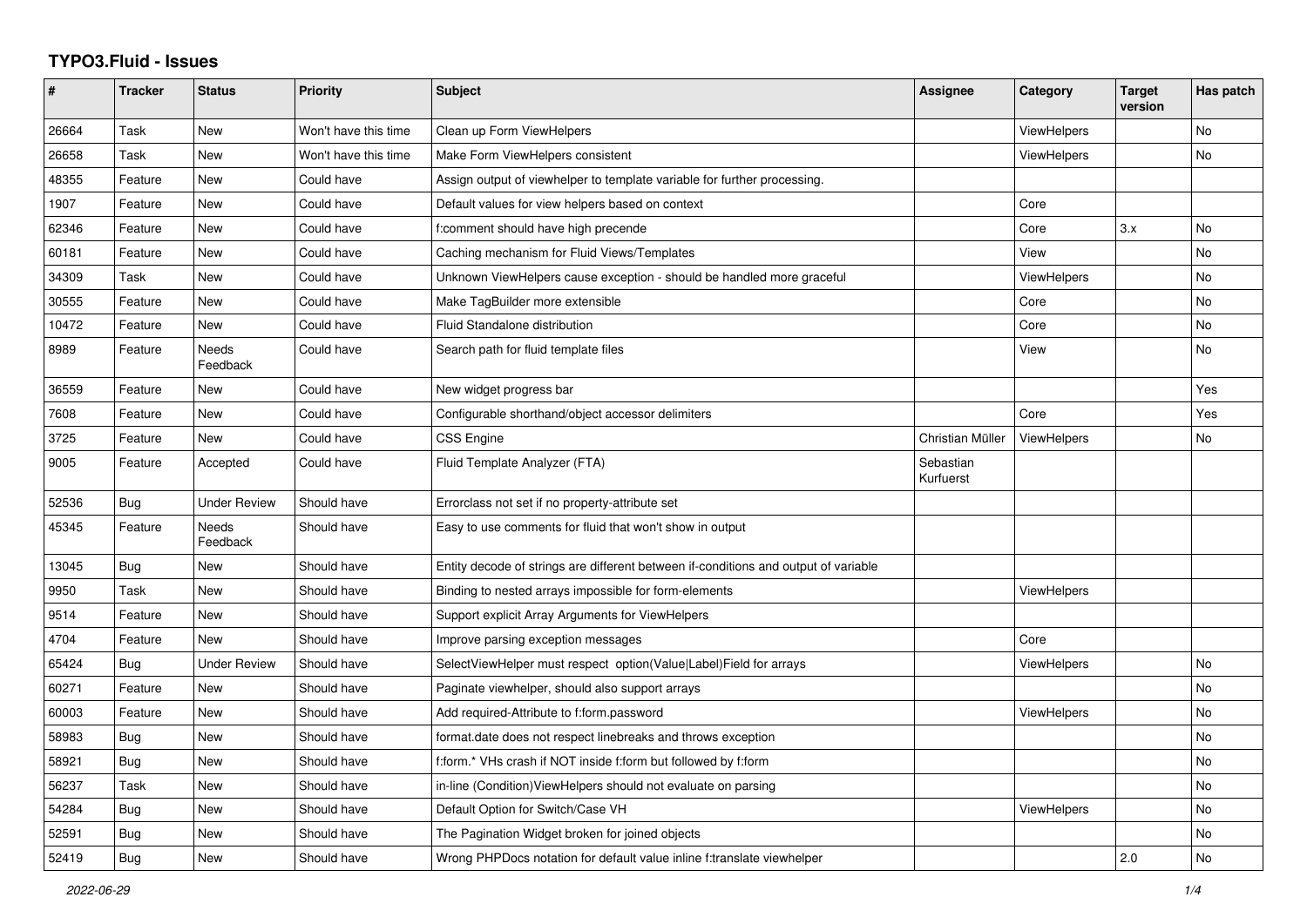# TYPO3.Fluid - Issues

| # | Tracker | Status | Priority | Subject | Assignee | Category | Target version | Has patch |
|---|---|---|---|---|---|---|---|---|
| 26664 | Task | New | Won't have this time | Clean up Form ViewHelpers | | ViewHelpers | | No |
| 26658 | Task | New | Won't have this time | Make Form ViewHelpers consistent | | ViewHelpers | | No |
| 48355 | Feature | New | Could have | Assign output of viewhelper to template variable for further processing. | | | | |
| 1907 | Feature | New | Could have | Default values for view helpers based on context | | Core | | |
| 62346 | Feature | New | Could have | f:comment should have high precende | | Core | 3.x | No |
| 60181 | Feature | New | Could have | Caching mechanism for Fluid Views/Templates | | View | | No |
| 34309 | Task | New | Could have | Unknown ViewHelpers cause exception - should be handled more graceful | | ViewHelpers | | No |
| 30555 | Feature | New | Could have | Make TagBuilder more extensible | | Core | | No |
| 10472 | Feature | New | Could have | Fluid Standalone distribution | | Core | | No |
| 8989 | Feature | Needs Feedback | Could have | Search path for fluid template files | | View | | No |
| 36559 | Feature | New | Could have | New widget progress bar | | | | Yes |
| 7608 | Feature | New | Could have | Configurable shorthand/object accessor delimiters | | Core | | Yes |
| 3725 | Feature | New | Could have | CSS Engine | Christian Müller | ViewHelpers | | No |
| 9005 | Feature | Accepted | Could have | Fluid Template Analyzer (FTA) | Sebastian Kurfuerst | | | |
| 52536 | Bug | Under Review | Should have | Errorclass not set if no property-attribute set | | | | |
| 45345 | Feature | Needs Feedback | Should have | Easy to use comments for fluid that won't show in output | | | | |
| 13045 | Bug | New | Should have | Entity decode of strings are different between if-conditions and output of variable | | | | |
| 9950 | Task | New | Should have | Binding to nested arrays impossible for form-elements | | ViewHelpers | | |
| 9514 | Feature | New | Should have | Support explicit Array Arguments for ViewHelpers | | | | |
| 4704 | Feature | New | Should have | Improve parsing exception messages | | Core | | |
| 65424 | Bug | Under Review | Should have | SelectViewHelper must respect option(Value\|Label)Field for arrays | | ViewHelpers | | No |
| 60271 | Feature | New | Should have | Paginate viewhelper, should also support arrays | | | | No |
| 60003 | Feature | New | Should have | Add required-Attribute to f:form.password | | ViewHelpers | | No |
| 58983 | Bug | New | Should have | format.date does not respect linebreaks and throws exception | | | | No |
| 58921 | Bug | New | Should have | f:form.* VHs crash if NOT inside f:form but followed by f:form | | | | No |
| 56237 | Task | New | Should have | in-line (Condition)ViewHelpers should not evaluate on parsing | | | | No |
| 54284 | Bug | New | Should have | Default Option for Switch/Case VH | | ViewHelpers | | No |
| 52591 | Bug | New | Should have | The Pagination Widget broken for joined objects | | | | No |
| 52419 | Bug | New | Should have | Wrong PHPDocs notation for default value inline f:translate viewhelper | | | 2.0 | No |

*2022-06-29*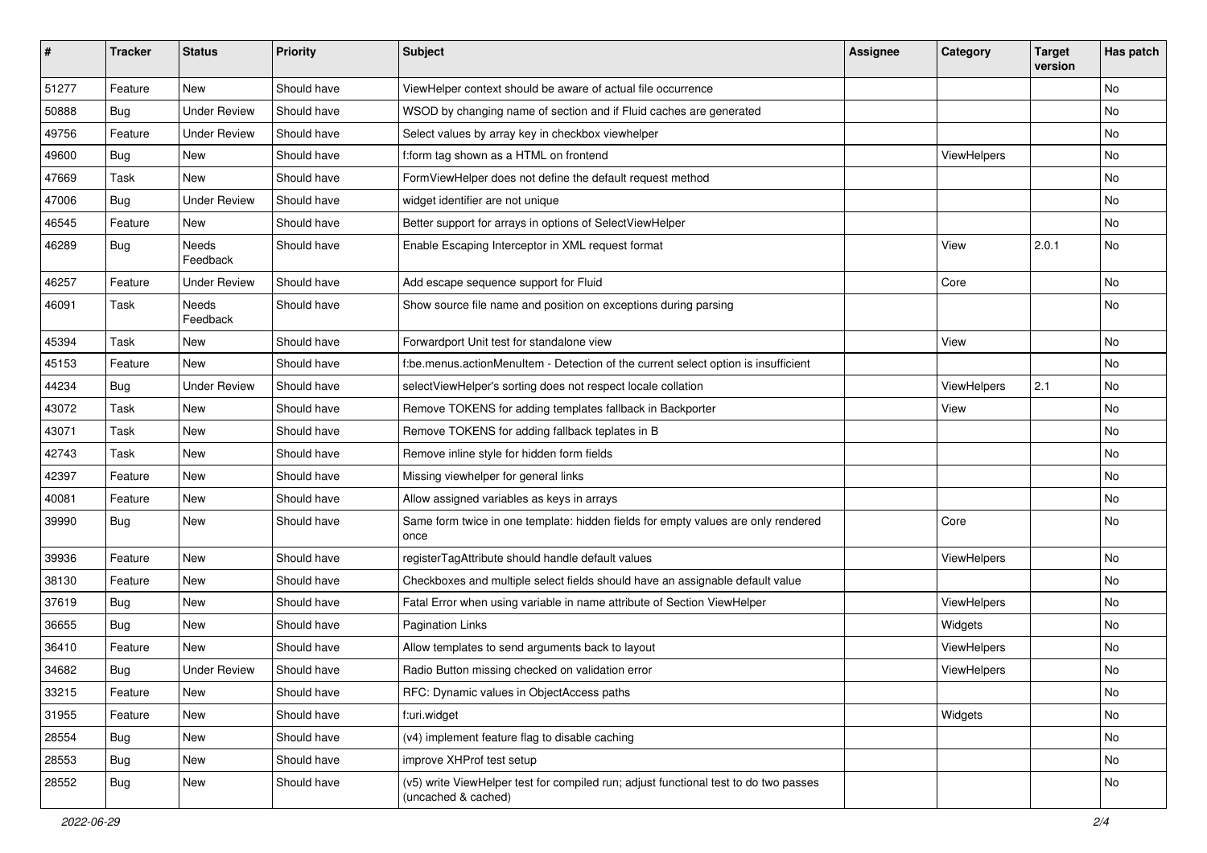| # | Tracker | Status | Priority | Subject | Assignee | Category | Target version | Has patch |
|---|---|---|---|---|---|---|---|---|
| 51277 | Feature | New | Should have | ViewHelper context should be aware of actual file occurrence | | | | No |
| 50888 | Bug | Under Review | Should have | WSOD by changing name of section and if Fluid caches are generated | | | | No |
| 49756 | Feature | Under Review | Should have | Select values by array key in checkbox viewhelper | | | | No |
| 49600 | Bug | New | Should have | f:form tag shown as a HTML on frontend | | ViewHelpers | | No |
| 47669 | Task | New | Should have | FormViewHelper does not define the default request method | | | | No |
| 47006 | Bug | Under Review | Should have | widget identifier are not unique | | | | No |
| 46545 | Feature | New | Should have | Better support for arrays in options of SelectViewHelper | | | | No |
| 46289 | Bug | Needs Feedback | Should have | Enable Escaping Interceptor in XML request format | | View | 2.0.1 | No |
| 46257 | Feature | Under Review | Should have | Add escape sequence support for Fluid | | Core | | No |
| 46091 | Task | Needs Feedback | Should have | Show source file name and position on exceptions during parsing | | | | No |
| 45394 | Task | New | Should have | Forwardport Unit test for standalone view | | View | | No |
| 45153 | Feature | New | Should have | f:be.menus.actionMenuItem - Detection of the current select option is insufficient | | | | No |
| 44234 | Bug | Under Review | Should have | selectViewHelper's sorting does not respect locale collation | | ViewHelpers | 2.1 | No |
| 43072 | Task | New | Should have | Remove TOKENS for adding templates fallback in Backporter | | View | | No |
| 43071 | Task | New | Should have | Remove TOKENS for adding fallback teplates in B | | | | No |
| 42743 | Task | New | Should have | Remove inline style for hidden form fields | | | | No |
| 42397 | Feature | New | Should have | Missing viewhelper for general links | | | | No |
| 40081 | Feature | New | Should have | Allow assigned variables as keys in arrays | | | | No |
| 39990 | Bug | New | Should have | Same form twice in one template: hidden fields for empty values are only rendered once | | Core | | No |
| 39936 | Feature | New | Should have | registerTagAttribute should handle default values | | ViewHelpers | | No |
| 38130 | Feature | New | Should have | Checkboxes and multiple select fields should have an assignable default value | | | | No |
| 37619 | Bug | New | Should have | Fatal Error when using variable in name attribute of Section ViewHelper | | ViewHelpers | | No |
| 36655 | Bug | New | Should have | Pagination Links | | Widgets | | No |
| 36410 | Feature | New | Should have | Allow templates to send arguments back to layout | | ViewHelpers | | No |
| 34682 | Bug | Under Review | Should have | Radio Button missing checked on validation error | | ViewHelpers | | No |
| 33215 | Feature | New | Should have | RFC: Dynamic values in ObjectAccess paths | | | | No |
| 31955 | Feature | New | Should have | f:uri.widget | | Widgets | | No |
| 28554 | Bug | New | Should have | (v4) implement feature flag to disable caching | | | | No |
| 28553 | Bug | New | Should have | improve XHProf test setup | | | | No |
| 28552 | Bug | New | Should have | (v5) write ViewHelper test for compiled run; adjust functional test to do two passes (uncached & cached) | | | | No |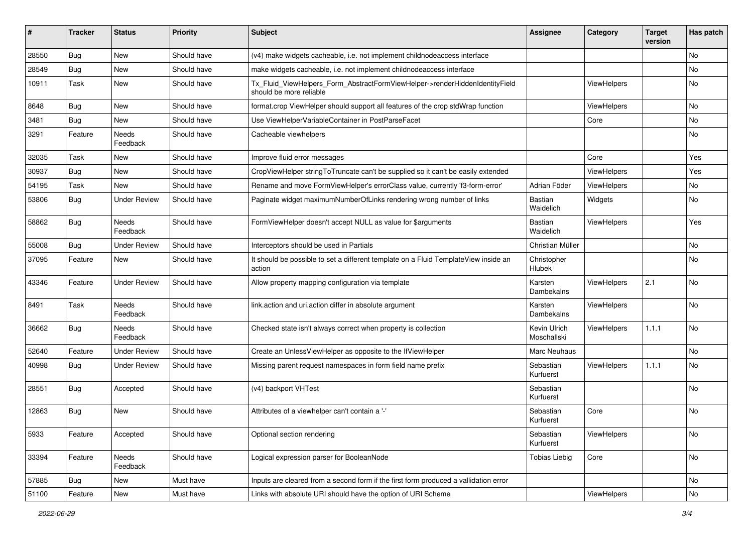| # | Tracker | Status | Priority | Subject | Assignee | Category | Target version | Has patch |
|---|---|---|---|---|---|---|---|---|
| 28550 | Bug | New | Should have | (v4) make widgets cacheable, i.e. not implement childnodeaccess interface | | | | No |
| 28549 | Bug | New | Should have | make widgets cacheable, i.e. not implement childnodeaccess interface | | | | No |
| 10911 | Task | New | Should have | Tx_Fluid_ViewHelpers_Form_AbstractFormViewHelper->renderHiddenIdentityField should be more reliable | | ViewHelpers | | No |
| 8648 | Bug | New | Should have | format.crop ViewHelper should support all features of the crop stdWrap function | | ViewHelpers | | No |
| 3481 | Bug | New | Should have | Use ViewHelperVariableContainer in PostParseFacet | | Core | | No |
| 3291 | Feature | Needs Feedback | Should have | Cacheable viewhelpers | | | | No |
| 32035 | Task | New | Should have | Improve fluid error messages | | Core | | Yes |
| 30937 | Bug | New | Should have | CropViewHelper stringToTruncate can't be supplied so it can't be easily extended | | ViewHelpers | | Yes |
| 54195 | Task | New | Should have | Rename and move FormViewHelper's errorClass value, currently 'f3-form-error' | Adrian Föder | ViewHelpers | | No |
| 53806 | Bug | Under Review | Should have | Paginate widget maximumNumberOfLinks rendering wrong number of links | Bastian Waidelich | Widgets | | No |
| 58862 | Bug | Needs Feedback | Should have | FormViewHelper doesn't accept NULL as value for $arguments | Bastian Waidelich | ViewHelpers | | Yes |
| 55008 | Bug | Under Review | Should have | Interceptors should be used in Partials | Christian Müller | | | No |
| 37095 | Feature | New | Should have | It should be possible to set a different template on a Fluid TemplateView inside an action | Christopher Hlubek | | | No |
| 43346 | Feature | Under Review | Should have | Allow property mapping configuration via template | Karsten Dambekalns | ViewHelpers | 2.1 | No |
| 8491 | Task | Needs Feedback | Should have | link.action and uri.action differ in absolute argument | Karsten Dambekalns | ViewHelpers | | No |
| 36662 | Bug | Needs Feedback | Should have | Checked state isn't always correct when property is collection | Kevin Ulrich Moschallski | ViewHelpers | 1.1.1 | No |
| 52640 | Feature | Under Review | Should have | Create an UnlessViewHelper as opposite to the IfViewHelper | Marc Neuhaus | | | No |
| 40998 | Bug | Under Review | Should have | Missing parent request namespaces in form field name prefix | Sebastian Kurfuerst | ViewHelpers | 1.1.1 | No |
| 28551 | Bug | Accepted | Should have | (v4) backport VHTest | Sebastian Kurfuerst | | | No |
| 12863 | Bug | New | Should have | Attributes of a viewhelper can't contain a '-' | Sebastian Kurfuerst | Core | | No |
| 5933 | Feature | Accepted | Should have | Optional section rendering | Sebastian Kurfuerst | ViewHelpers | | No |
| 33394 | Feature | Needs Feedback | Should have | Logical expression parser for BooleanNode | Tobias Liebig | Core | | No |
| 57885 | Bug | New | Must have | Inputs are cleared from a second form if the first form produced a vallidation error | | | | No |
| 51100 | Feature | New | Must have | Links with absolute URI should have the option of URI Scheme | | ViewHelpers | | No |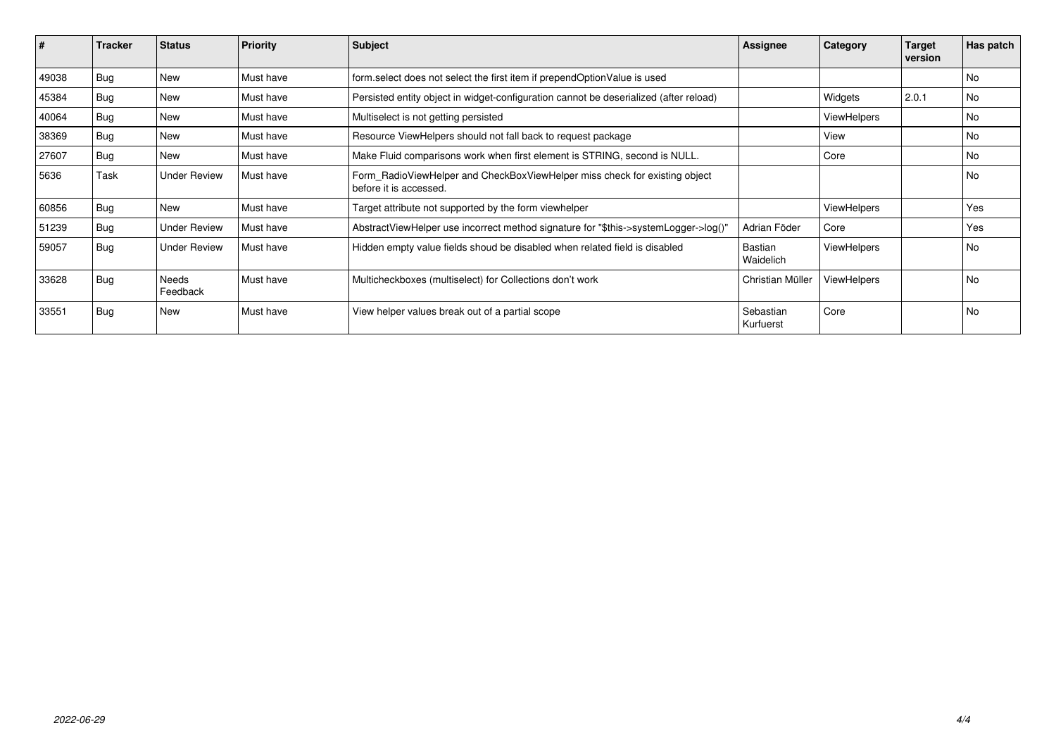| # | Tracker | Status | Priority | Subject | Assignee | Category | Target version | Has patch |
|---|---|---|---|---|---|---|---|---|
| 49038 | Bug | New | Must have | form.select does not select the first item if prependOptionValue is used | | | | No |
| 45384 | Bug | New | Must have | Persisted entity object in widget-configuration cannot be deserialized (after reload) | | Widgets | 2.0.1 | No |
| 40064 | Bug | New | Must have | Multiselect is not getting persisted | | ViewHelpers | | No |
| 38369 | Bug | New | Must have | Resource ViewHelpers should not fall back to request package | | View | | No |
| 27607 | Bug | New | Must have | Make Fluid comparisons work when first element is STRING, second is NULL. | | Core | | No |
| 5636 | Task | Under Review | Must have | Form_RadioViewHelper and CheckBoxViewHelper miss check for existing object before it is accessed. | | | | No |
| 60856 | Bug | New | Must have | Target attribute not supported by the form viewhelper | | ViewHelpers | | Yes |
| 51239 | Bug | Under Review | Must have | AbstractViewHelper use incorrect method signature for "$this->systemLogger->log()" | Adrian Föder | Core | | Yes |
| 59057 | Bug | Under Review | Must have | Hidden empty value fields shoud be disabled when related field is disabled | Bastian Waidelich | ViewHelpers | | No |
| 33628 | Bug | Needs Feedback | Must have | Multicheckboxes (multiselect) for Collections don't work | Christian Müller | ViewHelpers | | No |
| 33551 | Bug | New | Must have | View helper values break out of a partial scope | Sebastian Kurfuerst | Core | | No |

*2022-06-29*